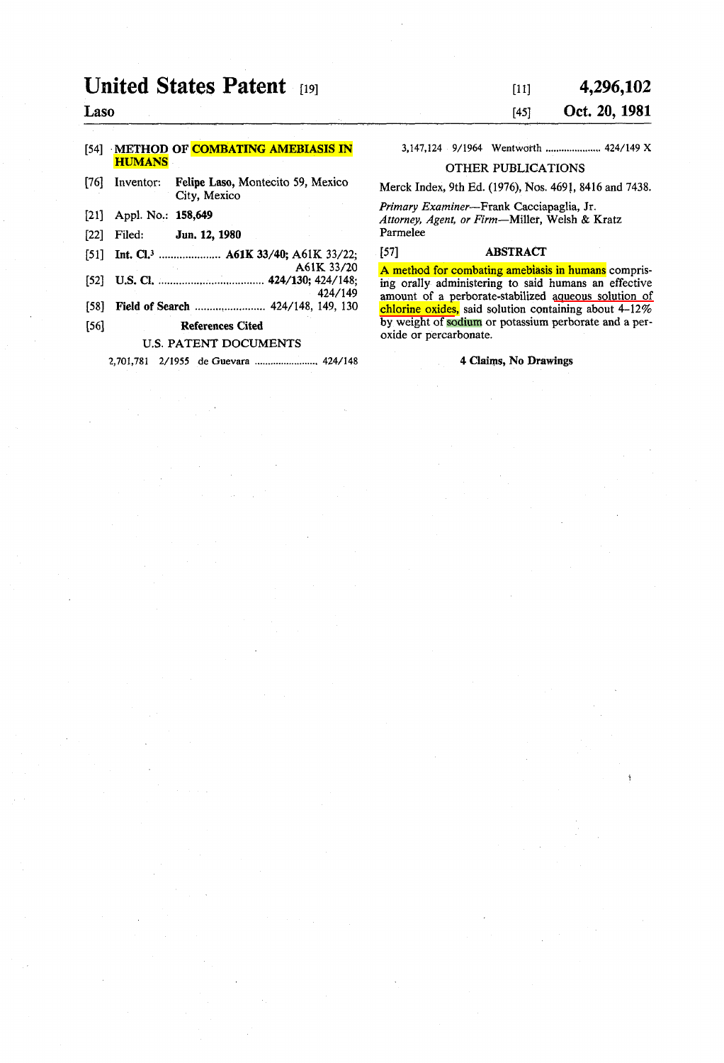# United States Patent [19]

**Laso**

[11] **4,296,102**

[45] **Oct. 20, 1981**

[54] **METHOD OF COMBATING AMEBIASIS IN HUMANS**

[76] Inventor: **Felipe Laso**, Montecito 59, Mexico City, Mexico

[21] Appl. No.: **158,649**

[22] Filed: **Jun. 12, 1980**

[51] **Int. Cl.**[3] ..................... **A61K 33/40**; A61K 33/22; A61K 33/20

[52] **U.S. Cl.** .................................... **424/130**; 424/148; 424/149

[58] **Field of Search** ......................... 424/148, 149, 130

[56] **References Cited**

U.S. PATENT DOCUMENTS

2,701,781 2/1955 de Guevara ....................... 424/148

3,147,124 9/1964 Wentworth ..................... 424/149 X

OTHER PUBLICATIONS

Merck Index, 9th Ed. (1976), Nos. 4691, 8416 and 7438.

*Primary Examiner*—Frank Cacciapaglia, Jr.
*Attorney, Agent, or Firm*—Miller, Welsh & Kratz Parmelee

[57] **ABSTRACT**

A method for combating amebiasis in humans comprising orally administering to said humans an effective amount of a perborate-stabilized aqueous solution of chlorine oxides, said solution containing about 4–12% by weight of sodium or potassium perborate and a peroxide or percarbonate.

**4 Claims, No Drawings**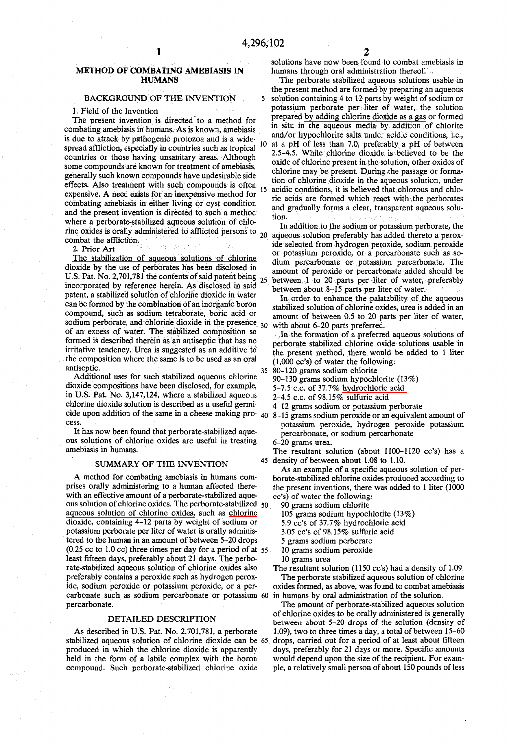# METHOD OF COMBATING AMEBIASIS IN HUMANS

## BACKGROUND OF THE INVENTION

### 1. Field of the Invention

The present invention is directed to a method for combating amebiasis in humans. As is known, amebiasis is due to attack by pathogenic protozoa and is a widespread affliction, especially in countries such as tropical countries or those having unsanitary areas. Although some compounds are known for treatment of amebiasis, generally such known compounds have undesirable side effects. Also treatment with such compounds is often expensive. A need exists for an inexpensive method for combating amebiasis in either living or cyst condition and the present invention is directed to such a method where a perborate-stabilized aqueous solution of chlorine oxides is orally administered to afflicted persons to combat the affliction.

### 2. Prior Art

The stabilization of aqueous solutions of chlorine dioxide by the use of perborates has been disclosed in U.S. Pat. No. 2,701,781 the contents of said patent being incorporated by reference herein. As disclosed in said patent, a stabilized solution of chlorine dioxide in water can be formed by the combination of an inorganic boron compound, such as sodium tetraborate, boric acid or sodium perborate, and chlorine dioxide in the presence of an excess of water. The stabilized composition so formed is described therein as an antiseptic that has no irritative tendency. Urea is suggested as an additive to the composition where the same is to be used as an oral antiseptic.

Additional uses for such stabilized aqueous chlorine dioxide compositions have been disclosed, for example, in U.S. Pat. No. 3,147,124, where a stabilized aqueous chlorine dioxide solution is described as a useful germicide upon addition of the same in a cheese making process.

It has now been found that perborate-stabilized aqueous solutions of chlorine oxides are useful in treating amebiasis in humans.

## SUMMARY OF THE INVENTION

A method for combating amebiasis in humans comprises orally administering to a human affected therewith an effective amount of a perborate-stabilized aqueous solution of chlorine oxides. The perborate-stabilized aqueous solution of chlorine oxides, such as chlorine dioxide, containing 4–12 parts by weight of sodium or potassium perborate per liter of water is orally administered to the human in an amount of between 5–20 drops (0.25 cc to 1.0 cc) three times per day for a period of at least fifteen days, preferably about 21 days. The perborate-stabilized aqueous solution of chlorine oxides also preferably contains a peroxide such as hydrogen peroxide, sodium peroxide or potassium peroxide, or a percarbonate such as sodium percarbonate or potassium percarbonate.

## DETAILED DESCRIPTION

As described in U.S. Pat. No. 2,701,781, a perborate stabilized aqueous solution of chlorine dioxide can be produced in which the chlorine dioxide is apparently held in the form of a labile complex with the boron compound. Such perborate-stabilized chlorine oxide solutions have now been found to combat amebiasis in humans through oral administration thereof.

The perborate stabilized aqueous solutions usable in the present method are formed by preparing an aqueous solution containing 4 to 12 parts by weight of sodium or potassium perborate per liter of water, the solution prepared by adding chlorine dioxide as a gas or formed in situ in the aqueous media by addition of chlorite and/or hypochlorite salts under acidic conditions, i.e., at a pH of less than 7.0, preferably a pH of between 2.5–4.5. While chlorine dioxide is believed to be the oxide of chlorine present in the solution, other oxides of chlorine may be present. During the passage or formation of chlorine dioxide in the aqueous solution, under acidic conditions, it is believed that chlorous and chloric acids are formed which react with the perborates and gradually forms a clear, transparent aqueous solution.

In addition to the sodium or potassium perborate, the aqueous solution preferably has added thereto a peroxide selected from hydrogen peroxide, sodium peroxide or potassium peroxide, or a percarbonate such as sodium percarbonate or potassium percarbonate. The amount of peroxide or percarbonate added should be between .1 to 20 parts per liter of water, preferably between about 8–15 parts per liter of water.

In order to enhance the palatability of the aqueous stabilized solution of chlorine oxides, urea is added in an amount of between 0.5 to 20 parts per liter of water, with about 6–20 parts preferred.

In the formation of a preferred aqueous solutions of perborate stabilized chlorine oxide solutions usable in the present method, there would be added to 1 liter (1,000 cc's) of water the following:

80–120 grams sodium chlorite
90–130 grams sodium hypochlorite (13%)
5–7.5 c.c. of 37.7% hydrochloric acid
2–4.5 c.c. of 98.15% sulfuric acid
4–12 grams sodium or potassium perborate
8–15 grams sodium peroxide or an equivalent amount of potassium peroxide, hydrogen peroxide potassium percarbonate, or sodium percarbonate
6–20 grams urea.

The resultant solution (about 1100–1120 cc's) has a density of between about 1.08 to 1.10.

As an example of a specific aqueous solution of perborate-stabilized chlorine oxides produced according to the present inventions, there was added to 1 liter (1000 cc's) of water the following:

90 grams sodium chlorite
105 grams sodium hypochlorite (13%)
5.9 cc's of 37.7% hydrochloric acid
3.05 cc's of 98.15% sulfuric acid
5 grams sodium perborate
10 grams sodium peroxide
10 grams urea

The resultant solution (1150 cc's) had a density of 1.09.

The perborate stabilized aqueous solution of chlorine oxides formed, as above, was found to combat amebiasis in humans by oral administration of the solution.

The amount of perborate-stabilized aqueous solution of chlorine oxides to be orally administered is generally between about 5–20 drops of the solution (density of 1.09), two to three times a day, a total of between 15–60 drops, carried out for a period of at least about fifteen days, preferably for 21 days or more. Specific amounts would depend upon the size of the recipient. For example, a relatively small person of about 150 pounds of less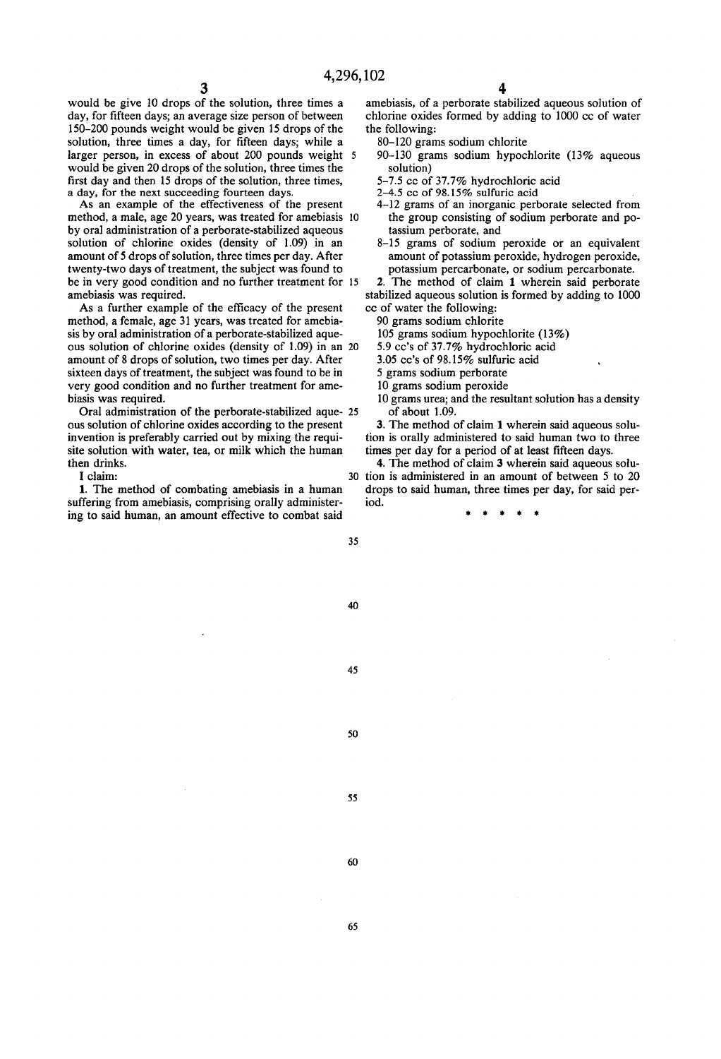would be give 10 drops of the solution, three times a day, for fifteen days; an average size person of between 150-200 pounds weight would be given 15 drops of the solution, three times a day, for fifteen days; while a larger person, in excess of about 200 pounds weight would be given 20 drops of the solution, three times the first day and then 15 drops of the solution, three times, a day, for the next succeeding fourteen days.

As an example of the effectiveness of the present method, a male, age 20 years, was treated for amebiasis by oral administration of a perborate-stabilized aqueous solution of chlorine oxides (density of 1.09) in an amount of 5 drops of solution, three times per day. After twenty-two days of treatment, the subject was found to be in very good condition and no further treatment for amebiasis was required.

As a further example of the efficacy of the present method, a female, age 31 years, was treated for amebiasis by oral administration of a perborate-stabilized aqueous solution of chlorine oxides (density of 1.09) in an amount of 8 drops of solution, two times per day. After sixteen days of treatment, the subject was found to be in very good condition and no further treatment for amebiasis was required.

Oral administration of the perborate-stabilized aqueous solution of chlorine oxides according to the present invention is preferably carried out by mixing the requisite solution with water, tea, or milk which the human then drinks.

I claim:

1. The method of combating amebiasis in a human suffering from amebiasis, comprising orally administering to said human, an amount effective to combat said amebiasis, of a perborate stabilized aqueous solution of chlorine oxides formed by adding to 1000 cc of water the following:
   - 80-120 grams sodium chlorite
   - 90-130 grams sodium hypochlorite (13% aqueous solution)
   - 5-7.5 cc of 37.7% hydrochloric acid
   - 2-4.5 cc of 98.15% sulfuric acid
   - 4-12 grams of an inorganic perborate selected from the group consisting of sodium perborate and potassium perborate, and
   - 8-15 grams of sodium peroxide or an equivalent amount of potassium peroxide, hydrogen peroxide, potassium percarbonate, or sodium percarbonate.

2. The method of claim 1 wherein said perborate stabilized aqueous solution is formed by adding to 1000 cc of water the following:
   - 90 grams sodium chlorite
   - 105 grams sodium hypochlorite (13%)
   - 5.9 cc's of 37.7% hydrochloric acid
   - 3.05 cc's of 98.15% sulfuric acid
   - 5 grams sodium perborate
   - 10 grams sodium peroxide
   - 10 grams urea; and the resultant solution has a density of about 1.09.

3. The method of claim 1 wherein said aqueous solution is orally administered to said human two to three times per day for a period of at least fifteen days.

4. The method of claim 3 wherein said aqueous solution is administered in an amount of between 5 to 20 drops to said human, three times per day, for said period.

\* \* \* \* \*